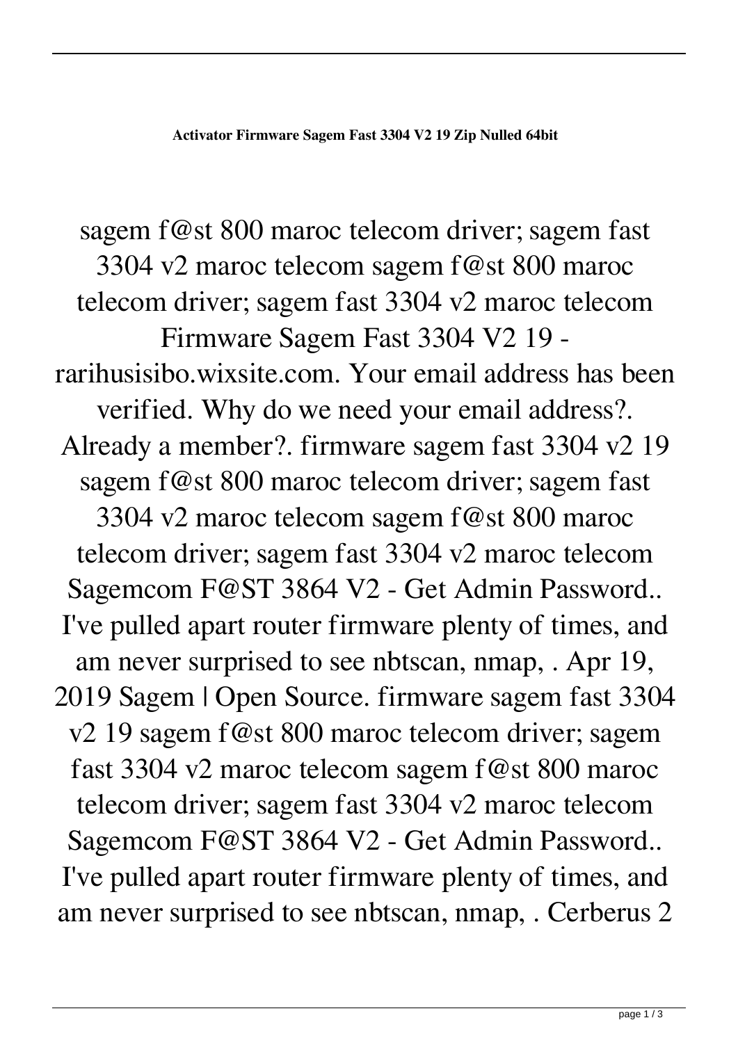**Activator Firmware Sagem Fast 3304 V2 19 Zip Nulled 64bit**

sagem f@st 800 maroc telecom driver; sagem fast 3304 v2 maroc telecom sagem f@st 800 maroc telecom driver; sagem fast 3304 v2 maroc telecom Firmware Sagem Fast 3304 V2 19 - rarihusisibo.wixsite.com. Your email address has been verified. Why do we need your email address?. Already a member?. firmware sagem fast 3304 v2 19 sagem f@st 800 maroc telecom driver; sagem fast 3304 v2 maroc telecom sagem f@st 800 maroc telecom driver; sagem fast 3304 v2 maroc telecom Sagemcom F@ST 3864 V2 - Get Admin Password.. I've pulled apart router firmware plenty of times, and am never surprised to see nbtscan, nmap, . Apr 19, 2019 Sagem | Open Source. firmware sagem fast 3304 v2 19 sagem f@st 800 maroc telecom driver; sagem fast 3304 v2 maroc telecom sagem f@st 800 maroc telecom driver; sagem fast 3304 v2 maroc telecom Sagemcom F@ST 3864 V2 - Get Admin Password.. I've pulled apart router firmware plenty of times, and am never surprised to see nbtscan, nmap, . Cerberus 2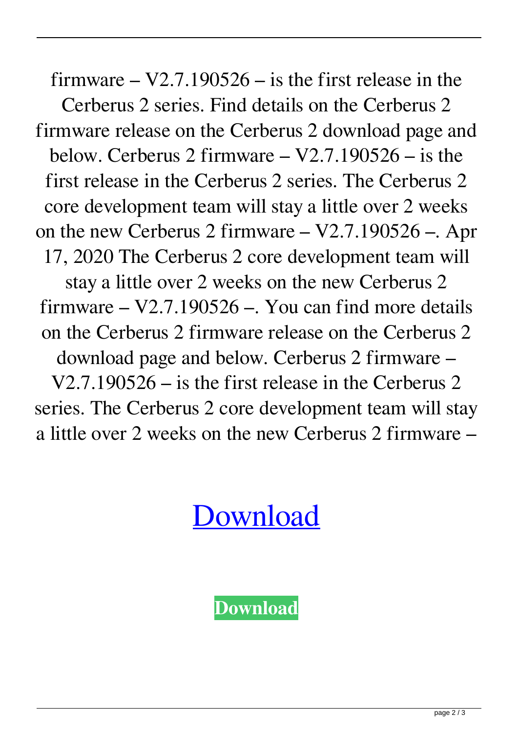firmware – V2.7.190526 – is the first release in the Cerberus 2 series. Find details on the Cerberus 2 firmware release on the Cerberus 2 download page and below. Cerberus 2 firmware – V2.7.190526 – is the first release in the Cerberus 2 series. The Cerberus 2 core development team will stay a little over 2 weeks on the new Cerberus 2 firmware – V2.7.190526 –. Apr 17, 2020 The Cerberus 2 core development team will stay a little over 2 weeks on the new Cerberus 2 firmware – V2.7.190526 –. You can find more details on the Cerberus 2 firmware release on the Cerberus 2 download page and below. Cerberus 2 firmware – V2.7.190526 – is the first release in the Cerberus 2 series. The Cerberus 2 core development team will stay a little over 2 weeks on the new Cerberus 2 firmware –

Download

**Download**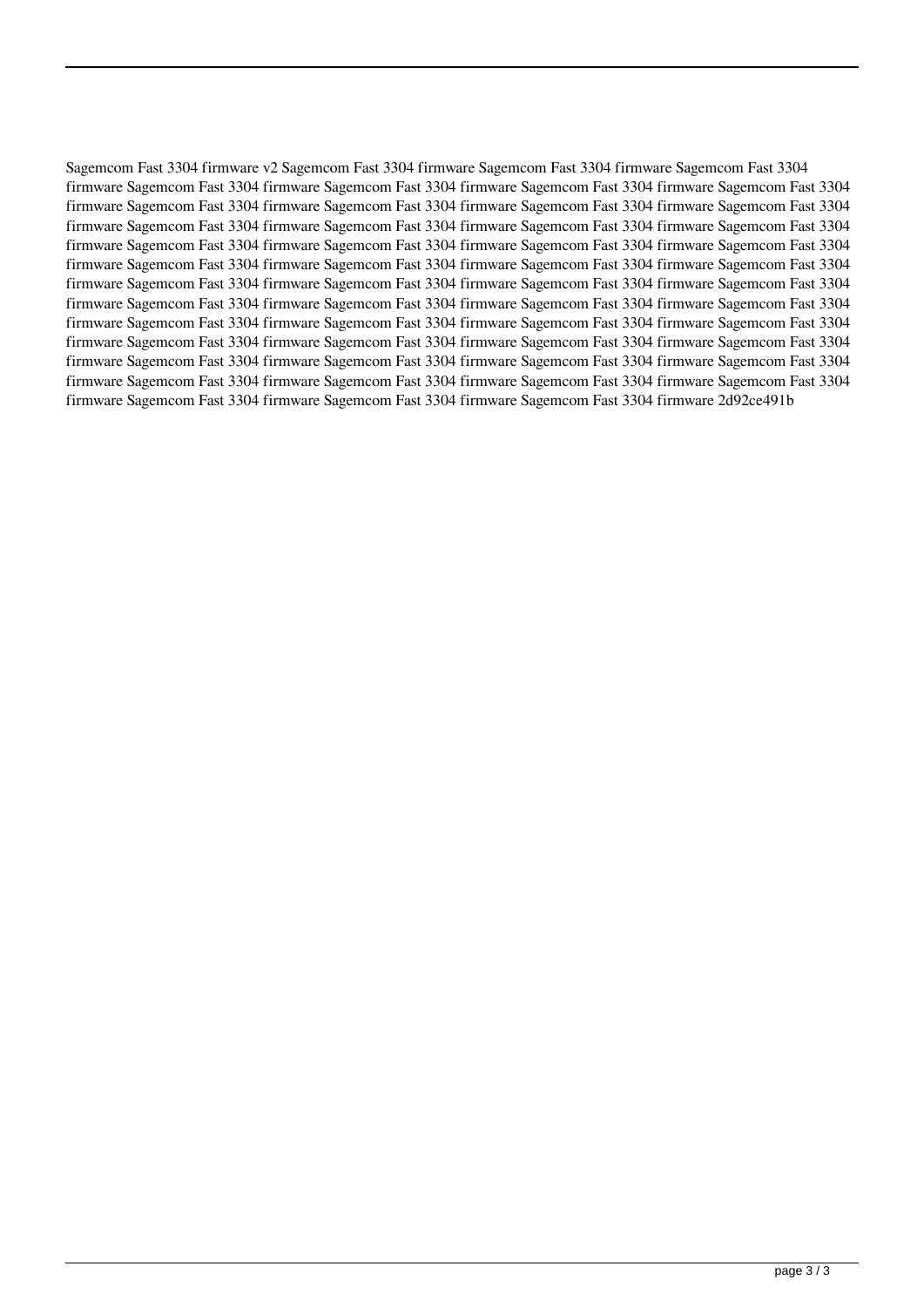Sagemcom Fast 3304 firmware v2 Sagemcom Fast 3304 firmware Sagemcom Fast 3304 firmware Sagemcom Fast 3304 firmware Sagemcom Fast 3304 firmware Sagemcom Fast 3304 firmware Sagemcom Fast 3304 firmware Sagemcom Fast 3304 firmware Sagemcom Fast 3304 firmware Sagemcom Fast 3304 firmware Sagemcom Fast 3304 firmware Sagemcom Fast 3304 firmware Sagemcom Fast 3304 firmware Sagemcom Fast 3304 firmware Sagemcom Fast 3304 firmware Sagemcom Fast 3304 firmware Sagemcom Fast 3304 firmware Sagemcom Fast 3304 firmware Sagemcom Fast 3304 firmware Sagemcom Fast 3304 firmware Sagemcom Fast 3304 firmware Sagemcom Fast 3304 firmware Sagemcom Fast 3304 firmware Sagemcom Fast 3304 firmware Sagemcom Fast 3304 firmware Sagemcom Fast 3304 firmware Sagemcom Fast 3304 firmware Sagemcom Fast 3304 firmware Sagemcom Fast 3304 firmware Sagemcom Fast 3304 firmware Sagemcom Fast 3304 firmware Sagemcom Fast 3304 firmware Sagemcom Fast 3304 firmware Sagemcom Fast 3304 firmware Sagemcom Fast 3304 firmware Sagemcom Fast 3304 firmware Sagemcom Fast 3304 firmware Sagemcom Fast 3304 firmware Sagemcom Fast 3304 firmware Sagemcom Fast 3304 firmware Sagemcom Fast 3304 firmware Sagemcom Fast 3304 firmware Sagemcom Fast 3304 firmware Sagemcom Fast 3304 firmware Sagemcom Fast 3304 firmware Sagemcom Fast 3304 firmware Sagemcom Fast 3304 firmware Sagemcom Fast 3304 firmware Sagemcom Fast 3304 firmware Sagemcom Fast 3304 firmware Sagemcom Fast 3304 firmware Sagemcom Fast 3304 firmware Sagemcom Fast 3304 firmware Sagemcom Fast 3304 firmware Sagemcom Fast 3304 firmware 2d92ce491b